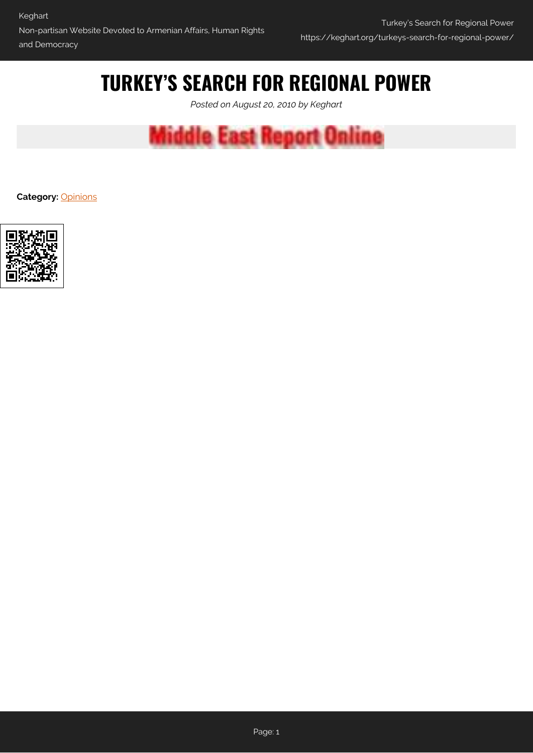# TURKEY'S SEARCH FOR REGIONAL POWER

*Posted on August 20, 2010 by Keghart*

Middle East Report Online

**Category:** Opinions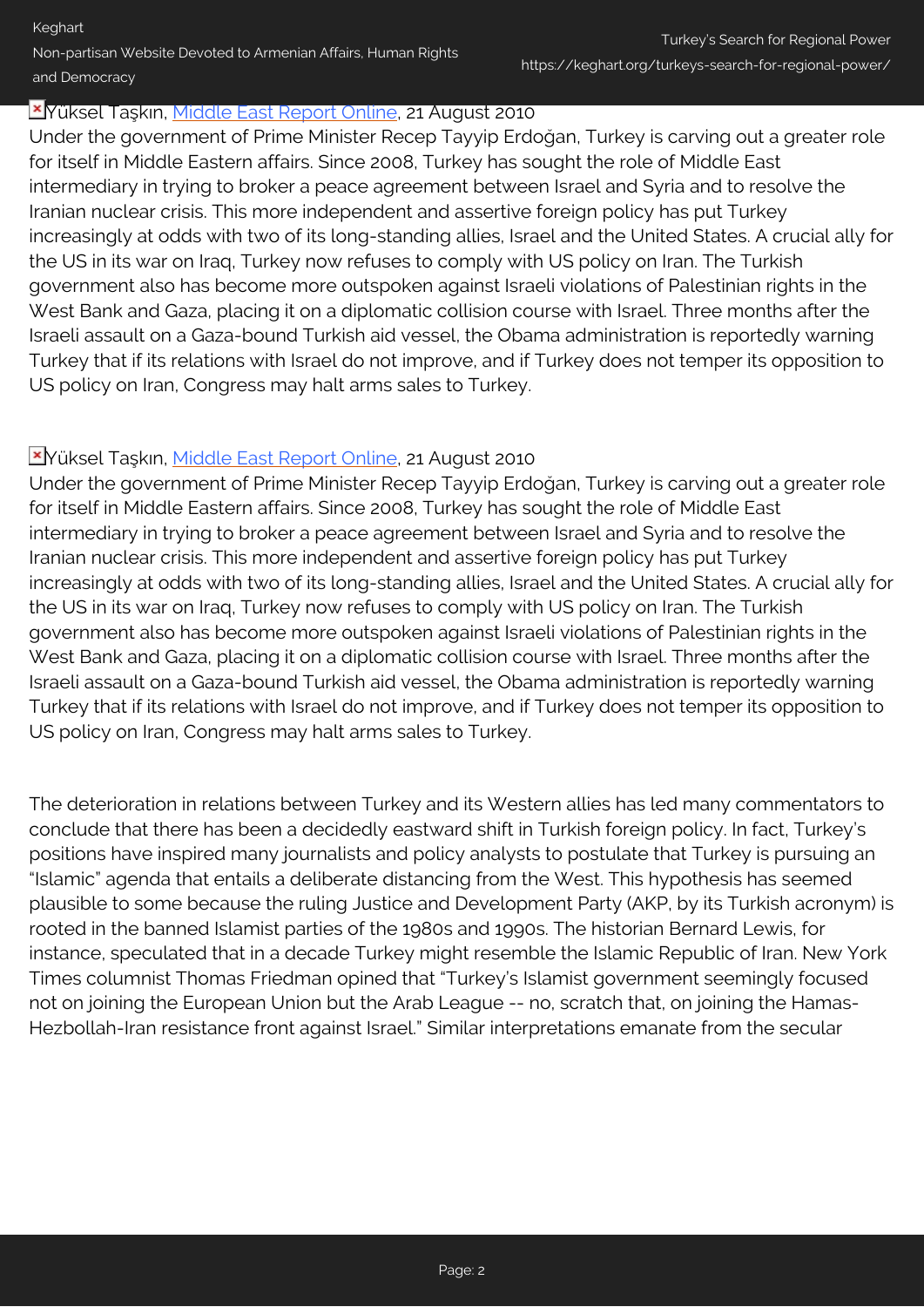Yüksel Taşkın, [Middle East Report Online](), 21 August 2010

Under the government of Prime Minister Recep Tayyip Erdoğan, Turkey is carving out a greater role for itself in Middle Eastern affairs. Since 2008, Turkey has sought the role of Middle East intermediary in trying to broker a peace agreement between Israel and Syria and to resolve the Iranian nuclear crisis. This more independent and assertive foreign policy has put Turkey increasingly at odds with two of its long-standing allies, Israel and the United States. A crucial ally for the US in its war on Iraq, Turkey now refuses to comply with US policy on Iran. The Turkish government also has become more outspoken against Israeli violations of Palestinian rights in the West Bank and Gaza, placing it on a diplomatic collision course with Israel. Three months after the Israeli assault on a Gaza-bound Turkish aid vessel, the Obama administration is reportedly warning Turkey that if its relations with Israel do not improve, and if Turkey does not temper its opposition to US policy on Iran, Congress may halt arms sales to Turkey.

Yüksel Taşkın, [Middle East Report Online](), 21 August 2010

Under the government of Prime Minister Recep Tayyip Erdoğan, Turkey is carving out a greater role for itself in Middle Eastern affairs. Since 2008, Turkey has sought the role of Middle East intermediary in trying to broker a peace agreement between Israel and Syria and to resolve the Iranian nuclear crisis. This more independent and assertive foreign policy has put Turkey increasingly at odds with two of its long-standing allies, Israel and the United States. A crucial ally for the US in its war on Iraq, Turkey now refuses to comply with US policy on Iran. The Turkish government also has become more outspoken against Israeli violations of Palestinian rights in the West Bank and Gaza, placing it on a diplomatic collision course with Israel. Three months after the Israeli assault on a Gaza-bound Turkish aid vessel, the Obama administration is reportedly warning Turkey that if its relations with Israel do not improve, and if Turkey does not temper its opposition to US policy on Iran, Congress may halt arms sales to Turkey.

The deterioration in relations between Turkey and its Western allies has led many commentators to conclude that there has been a decidedly eastward shift in Turkish foreign policy. In fact, Turkey's positions have inspired many journalists and policy analysts to postulate that Turkey is pursuing an "Islamic" agenda that entails a deliberate distancing from the West. This hypothesis has seemed plausible to some because the ruling Justice and Development Party (AKP, by its Turkish acronym) is rooted in the banned Islamist parties of the 1980s and 1990s. The historian Bernard Lewis, for instance, speculated that in a decade Turkey might resemble the Islamic Republic of Iran. New York Times columnist Thomas Friedman opined that "Turkey's Islamist government seemingly focused not on joining the European Union but the Arab League -- no, scratch that, on joining the Hamas-Hezbollah-Iran resistance front against Israel." Similar interpretations emanate from the secular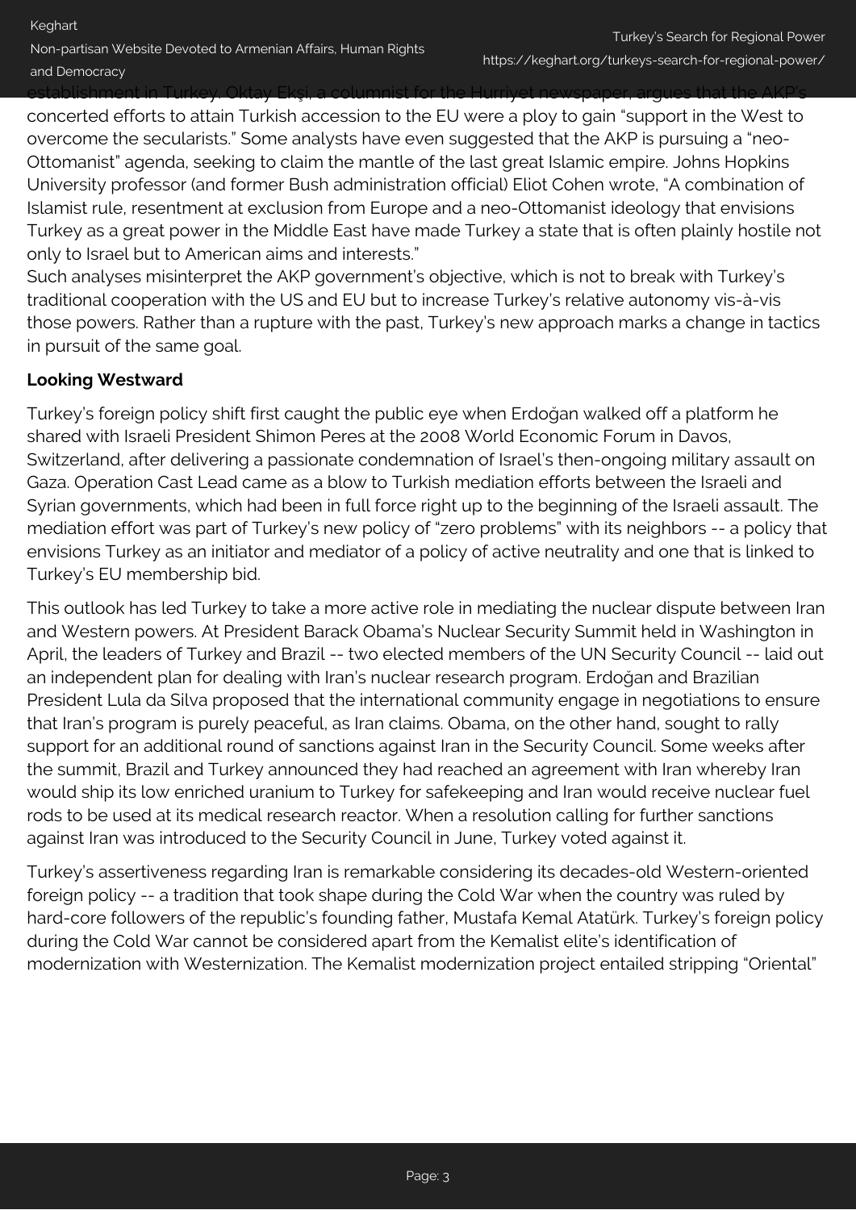establishment in Turkey. Oktay Ekşi, a columnist for the Hurriyet newspaper, argues that the AKP's concerted efforts to attain Turkish accession to the EU were a ploy to gain "support in the West to overcome the secularists." Some analysts have even suggested that the AKP is pursuing a "neo-Ottomanist" agenda, seeking to claim the mantle of the last great Islamic empire. Johns Hopkins University professor (and former Bush administration official) Eliot Cohen wrote, "A combination of Islamist rule, resentment at exclusion from Europe and a neo-Ottomanist ideology that envisions Turkey as a great power in the Middle East have made Turkey a state that is often plainly hostile not only to Israel but to American aims and interests."

Such analyses misinterpret the AKP government's objective, which is not to break with Turkey's traditional cooperation with the US and EU but to increase Turkey's relative autonomy vis-à-vis those powers. Rather than a rupture with the past, Turkey's new approach marks a change in tactics in pursuit of the same goal.

**Looking Westward**

Turkey's foreign policy shift first caught the public eye when Erdoğan walked off a platform he shared with Israeli President Shimon Peres at the 2008 World Economic Forum in Davos, Switzerland, after delivering a passionate condemnation of Israel's then-ongoing military assault on Gaza. Operation Cast Lead came as a blow to Turkish mediation efforts between the Israeli and Syrian governments, which had been in full force right up to the beginning of the Israeli assault. The mediation effort was part of Turkey's new policy of "zero problems" with its neighbors -- a policy that envisions Turkey as an initiator and mediator of a policy of active neutrality and one that is linked to Turkey's EU membership bid.

This outlook has led Turkey to take a more active role in mediating the nuclear dispute between Iran and Western powers. At President Barack Obama's Nuclear Security Summit held in Washington in April, the leaders of Turkey and Brazil -- two elected members of the UN Security Council -- laid out an independent plan for dealing with Iran's nuclear research program. Erdoğan and Brazilian President Lula da Silva proposed that the international community engage in negotiations to ensure that Iran's program is purely peaceful, as Iran claims. Obama, on the other hand, sought to rally support for an additional round of sanctions against Iran in the Security Council. Some weeks after the summit, Brazil and Turkey announced they had reached an agreement with Iran whereby Iran would ship its low enriched uranium to Turkey for safekeeping and Iran would receive nuclear fuel rods to be used at its medical research reactor. When a resolution calling for further sanctions against Iran was introduced to the Security Council in June, Turkey voted against it.

Turkey's assertiveness regarding Iran is remarkable considering its decades-old Western-oriented foreign policy -- a tradition that took shape during the Cold War when the country was ruled by hard-core followers of the republic's founding father, Mustafa Kemal Atatürk. Turkey's foreign policy during the Cold War cannot be considered apart from the Kemalist elite's identification of modernization with Westernization. The Kemalist modernization project entailed stripping "Oriental"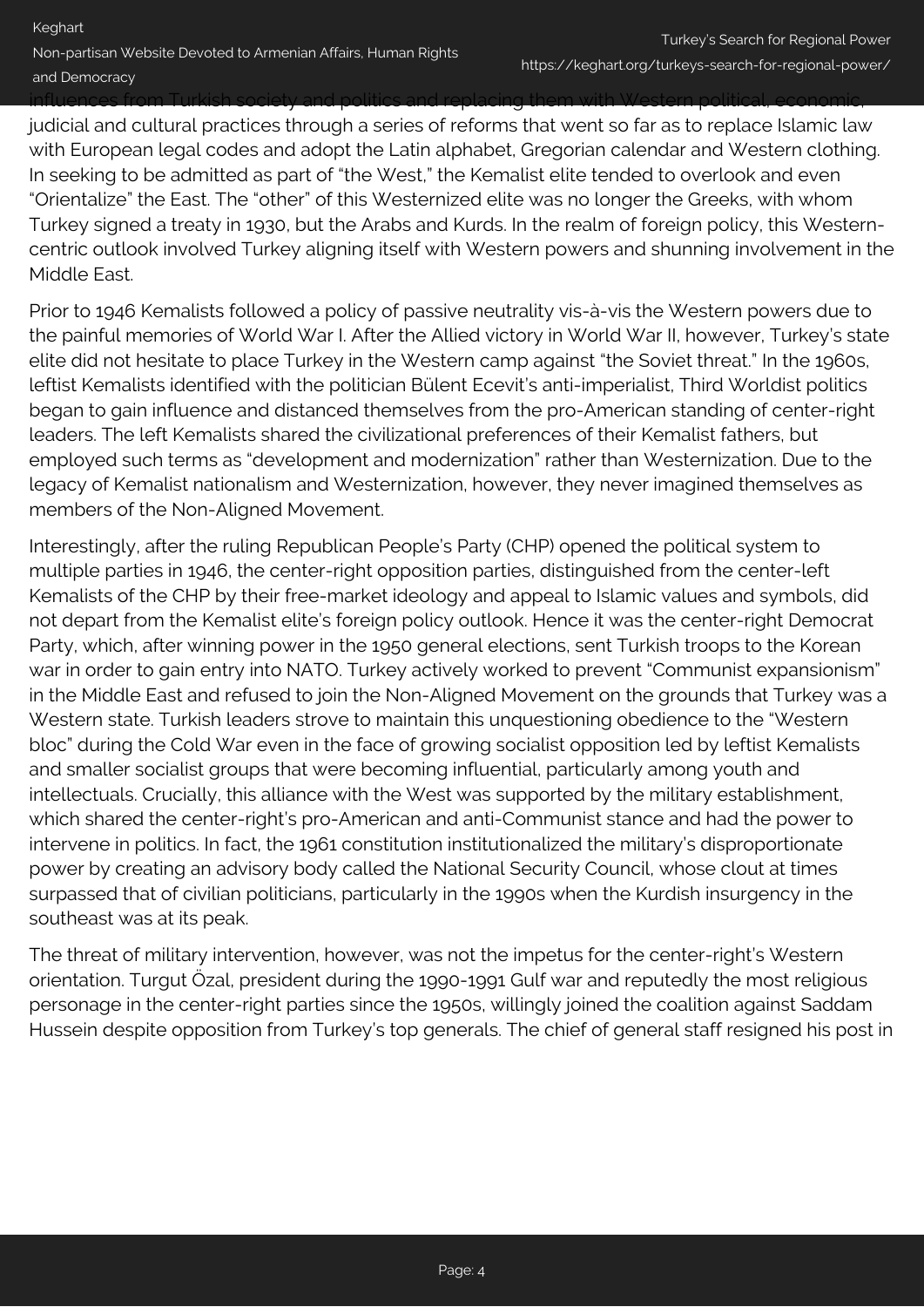influences from Turkish society and politics and replacing them with Western political, economic, judicial and cultural practices through a series of reforms that went so far as to replace Islamic law with European legal codes and adopt the Latin alphabet, Gregorian calendar and Western clothing. In seeking to be admitted as part of "the West," the Kemalist elite tended to overlook and even "Orientalize" the East. The "other" of this Westernized elite was no longer the Greeks, with whom Turkey signed a treaty in 1930, but the Arabs and Kurds. In the realm of foreign policy, this Western-centric outlook involved Turkey aligning itself with Western powers and shunning involvement in the Middle East.

Prior to 1946 Kemalists followed a policy of passive neutrality vis-à-vis the Western powers due to the painful memories of World War I. After the Allied victory in World War II, however, Turkey's state elite did not hesitate to place Turkey in the Western camp against "the Soviet threat." In the 1960s, leftist Kemalists identified with the politician Bülent Ecevit's anti-imperialist, Third Worldist politics began to gain influence and distanced themselves from the pro-American standing of center-right leaders. The left Kemalists shared the civilizational preferences of their Kemalist fathers, but employed such terms as "development and modernization" rather than Westernization. Due to the legacy of Kemalist nationalism and Westernization, however, they never imagined themselves as members of the Non-Aligned Movement.

Interestingly, after the ruling Republican People's Party (CHP) opened the political system to multiple parties in 1946, the center-right opposition parties, distinguished from the center-left Kemalists of the CHP by their free-market ideology and appeal to Islamic values and symbols, did not depart from the Kemalist elite's foreign policy outlook. Hence it was the center-right Democrat Party, which, after winning power in the 1950 general elections, sent Turkish troops to the Korean war in order to gain entry into NATO. Turkey actively worked to prevent "Communist expansionism" in the Middle East and refused to join the Non-Aligned Movement on the grounds that Turkey was a Western state. Turkish leaders strove to maintain this unquestioning obedience to the "Western bloc" during the Cold War even in the face of growing socialist opposition led by leftist Kemalists and smaller socialist groups that were becoming influential, particularly among youth and intellectuals. Crucially, this alliance with the West was supported by the military establishment, which shared the center-right's pro-American and anti-Communist stance and had the power to intervene in politics. In fact, the 1961 constitution institutionalized the military's disproportionate power by creating an advisory body called the National Security Council, whose clout at times surpassed that of civilian politicians, particularly in the 1990s when the Kurdish insurgency in the southeast was at its peak.

The threat of military intervention, however, was not the impetus for the center-right's Western orientation. Turgut Özal, president during the 1990-1991 Gulf war and reputedly the most religious personage in the center-right parties since the 1950s, willingly joined the coalition against Saddam Hussein despite opposition from Turkey's top generals. The chief of general staff resigned his post in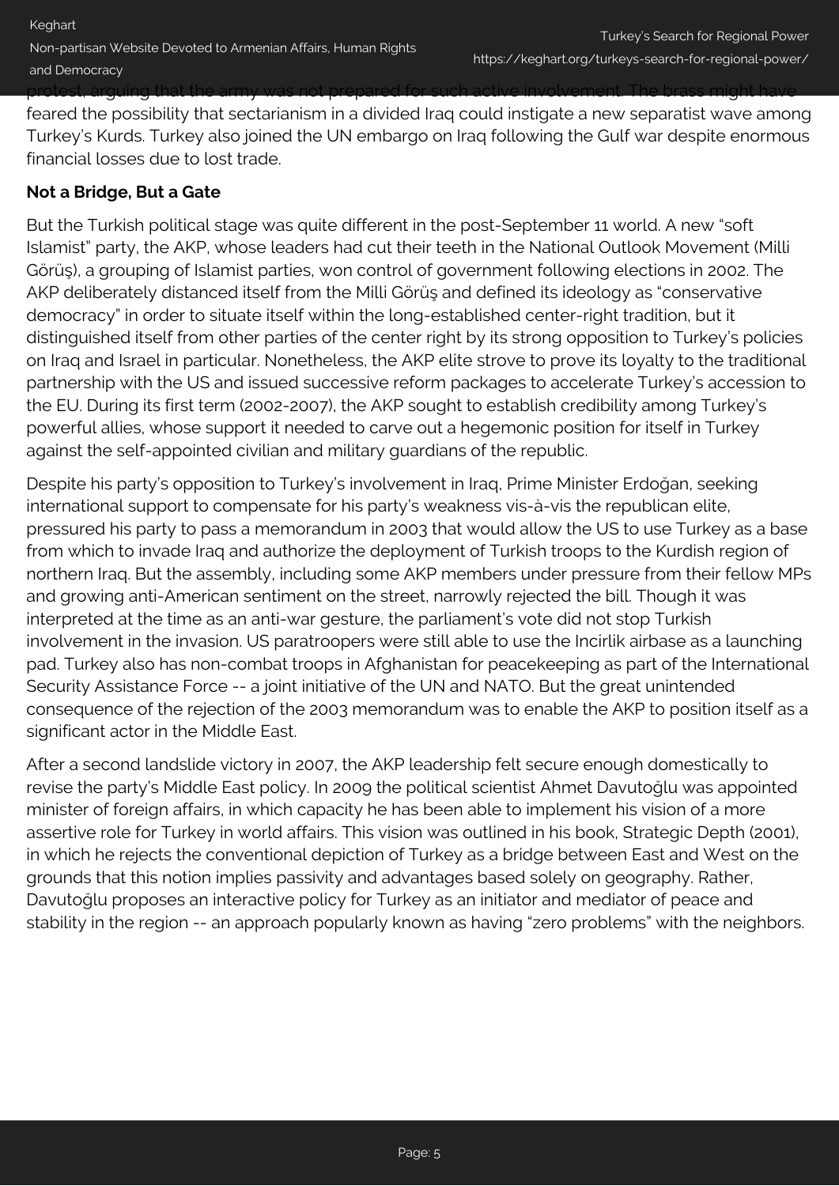protest, arguing that the army was not prepared for such active involvement. The brass might have feared the possibility that sectarianism in a divided Iraq could instigate a new separatist wave among Turkey's Kurds. Turkey also joined the UN embargo on Iraq following the Gulf war despite enormous financial losses due to lost trade.

**Not a Bridge, But a Gate**

But the Turkish political stage was quite different in the post-September 11 world. A new "soft Islamist" party, the AKP, whose leaders had cut their teeth in the National Outlook Movement (Milli Görüş), a grouping of Islamist parties, won control of government following elections in 2002. The AKP deliberately distanced itself from the Milli Görüş and defined its ideology as "conservative democracy" in order to situate itself within the long-established center-right tradition, but it distinguished itself from other parties of the center right by its strong opposition to Turkey's policies on Iraq and Israel in particular. Nonetheless, the AKP elite strove to prove its loyalty to the traditional partnership with the US and issued successive reform packages to accelerate Turkey's accession to the EU. During its first term (2002-2007), the AKP sought to establish credibility among Turkey's powerful allies, whose support it needed to carve out a hegemonic position for itself in Turkey against the self-appointed civilian and military guardians of the republic.

Despite his party's opposition to Turkey's involvement in Iraq, Prime Minister Erdoğan, seeking international support to compensate for his party's weakness vis-à-vis the republican elite, pressured his party to pass a memorandum in 2003 that would allow the US to use Turkey as a base from which to invade Iraq and authorize the deployment of Turkish troops to the Kurdish region of northern Iraq. But the assembly, including some AKP members under pressure from their fellow MPs and growing anti-American sentiment on the street, narrowly rejected the bill. Though it was interpreted at the time as an anti-war gesture, the parliament's vote did not stop Turkish involvement in the invasion. US paratroopers were still able to use the Incirlik airbase as a launching pad. Turkey also has non-combat troops in Afghanistan for peacekeeping as part of the International Security Assistance Force -- a joint initiative of the UN and NATO. But the great unintended consequence of the rejection of the 2003 memorandum was to enable the AKP to position itself as a significant actor in the Middle East.

After a second landslide victory in 2007, the AKP leadership felt secure enough domestically to revise the party's Middle East policy. In 2009 the political scientist Ahmet Davutoğlu was appointed minister of foreign affairs, in which capacity he has been able to implement his vision of a more assertive role for Turkey in world affairs. This vision was outlined in his book, Strategic Depth (2001), in which he rejects the conventional depiction of Turkey as a bridge between East and West on the grounds that this notion implies passivity and advantages based solely on geography. Rather, Davutoğlu proposes an interactive policy for Turkey as an initiator and mediator of peace and stability in the region -- an approach popularly known as having "zero problems" with the neighbors.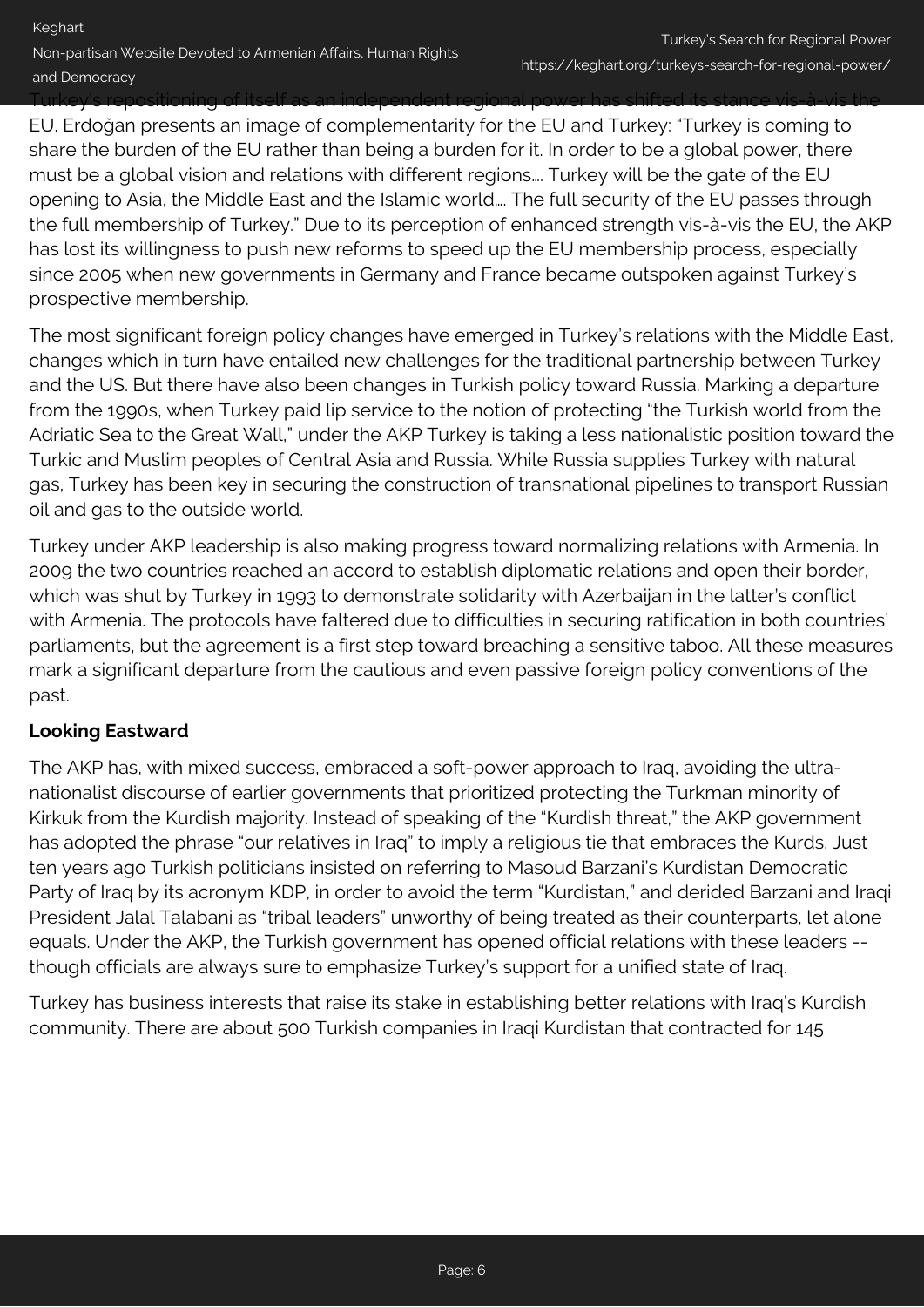Turkey's repositioning of itself as an independent regional power has shifted its stance vis-à-vis the EU. Erdoğan presents an image of complementarity for the EU and Turkey: "Turkey is coming to share the burden of the EU rather than being a burden for it. In order to be a global power, there must be a global vision and relations with different regions.... Turkey will be the gate of the EU opening to Asia, the Middle East and the Islamic world.... The full security of the EU passes through the full membership of Turkey." Due to its perception of enhanced strength vis-à-vis the EU, the AKP has lost its willingness to push new reforms to speed up the EU membership process, especially since 2005 when new governments in Germany and France became outspoken against Turkey's prospective membership.

The most significant foreign policy changes have emerged in Turkey's relations with the Middle East, changes which in turn have entailed new challenges for the traditional partnership between Turkey and the US. But there have also been changes in Turkish policy toward Russia. Marking a departure from the 1990s, when Turkey paid lip service to the notion of protecting "the Turkish world from the Adriatic Sea to the Great Wall," under the AKP Turkey is taking a less nationalistic position toward the Turkic and Muslim peoples of Central Asia and Russia. While Russia supplies Turkey with natural gas, Turkey has been key in securing the construction of transnational pipelines to transport Russian oil and gas to the outside world.

Turkey under AKP leadership is also making progress toward normalizing relations with Armenia. In 2009 the two countries reached an accord to establish diplomatic relations and open their border, which was shut by Turkey in 1993 to demonstrate solidarity with Azerbaijan in the latter's conflict with Armenia. The protocols have faltered due to difficulties in securing ratification in both countries' parliaments, but the agreement is a first step toward breaching a sensitive taboo. All these measures mark a significant departure from the cautious and even passive foreign policy conventions of the past.

**Looking Eastward**

The AKP has, with mixed success, embraced a soft-power approach to Iraq, avoiding the ultra-nationalist discourse of earlier governments that prioritized protecting the Turkman minority of Kirkuk from the Kurdish majority. Instead of speaking of the "Kurdish threat," the AKP government has adopted the phrase "our relatives in Iraq" to imply a religious tie that embraces the Kurds. Just ten years ago Turkish politicians insisted on referring to Masoud Barzani's Kurdistan Democratic Party of Iraq by its acronym KDP, in order to avoid the term "Kurdistan," and derided Barzani and Iraqi President Jalal Talabani as "tribal leaders" unworthy of being treated as their counterparts, let alone equals. Under the AKP, the Turkish government has opened official relations with these leaders -- though officials are always sure to emphasize Turkey's support for a unified state of Iraq.

Turkey has business interests that raise its stake in establishing better relations with Iraq's Kurdish community. There are about 500 Turkish companies in Iraqi Kurdistan that contracted for 145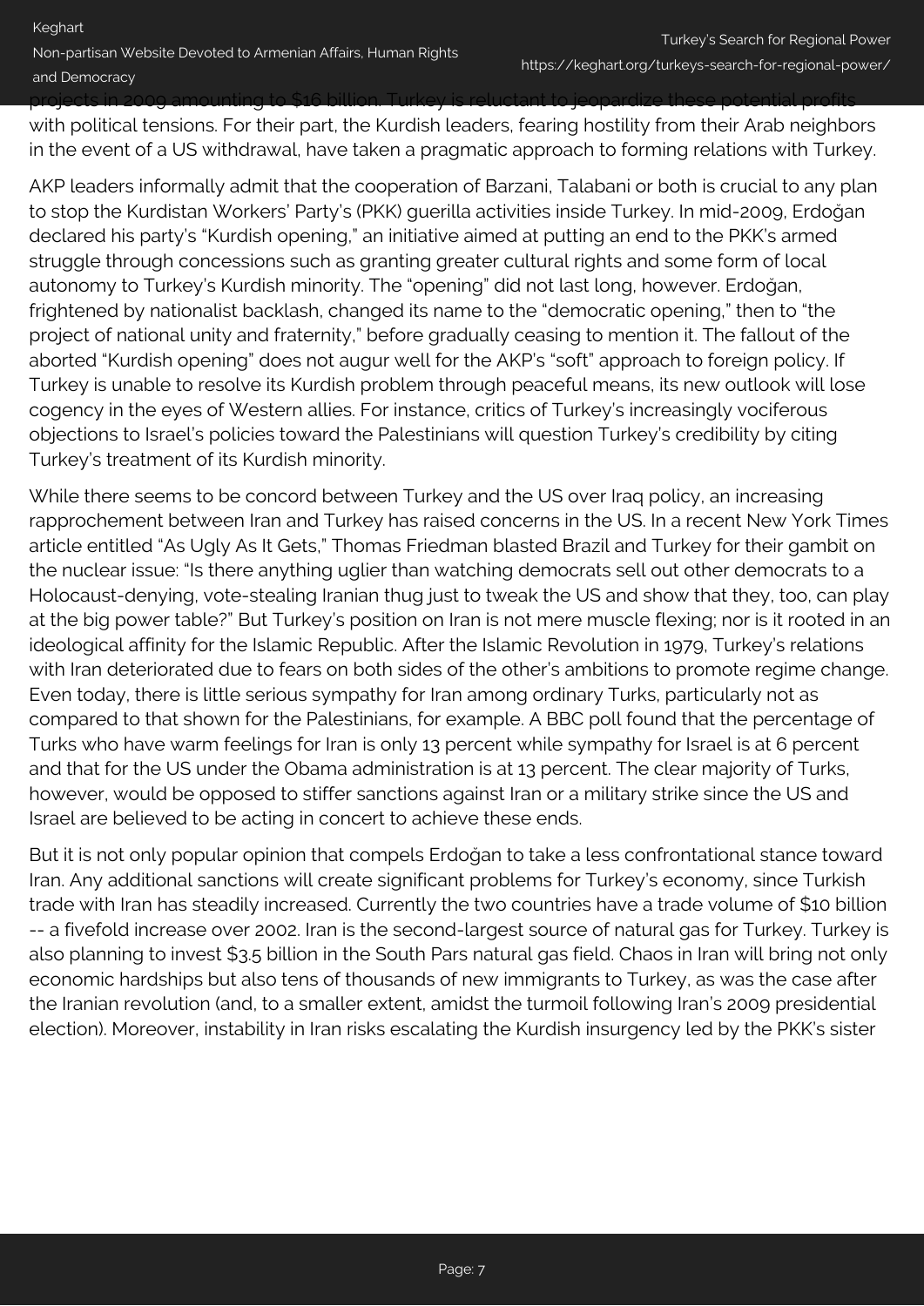projects in 2009 amounting to $16 billion. Turkey is reluctant to jeopardize these potential profits with political tensions. For their part, the Kurdish leaders, fearing hostility from their Arab neighbors in the event of a US withdrawal, have taken a pragmatic approach to forming relations with Turkey.

AKP leaders informally admit that the cooperation of Barzani, Talabani or both is crucial to any plan to stop the Kurdistan Workers' Party's (PKK) guerilla activities inside Turkey. In mid-2009, Erdoğan declared his party's "Kurdish opening," an initiative aimed at putting an end to the PKK's armed struggle through concessions such as granting greater cultural rights and some form of local autonomy to Turkey's Kurdish minority. The "opening" did not last long, however. Erdoğan, frightened by nationalist backlash, changed its name to the "democratic opening," then to "the project of national unity and fraternity," before gradually ceasing to mention it. The fallout of the aborted "Kurdish opening" does not augur well for the AKP's "soft" approach to foreign policy. If Turkey is unable to resolve its Kurdish problem through peaceful means, its new outlook will lose cogency in the eyes of Western allies. For instance, critics of Turkey's increasingly vociferous objections to Israel's policies toward the Palestinians will question Turkey's credibility by citing Turkey's treatment of its Kurdish minority.

While there seems to be concord between Turkey and the US over Iraq policy, an increasing rapprochement between Iran and Turkey has raised concerns in the US. In a recent New York Times article entitled "As Ugly As It Gets," Thomas Friedman blasted Brazil and Turkey for their gambit on the nuclear issue: "Is there anything uglier than watching democrats sell out other democrats to a Holocaust-denying, vote-stealing Iranian thug just to tweak the US and show that they, too, can play at the big power table?" But Turkey's position on Iran is not mere muscle flexing; nor is it rooted in an ideological affinity for the Islamic Republic. After the Islamic Revolution in 1979, Turkey's relations with Iran deteriorated due to fears on both sides of the other's ambitions to promote regime change. Even today, there is little serious sympathy for Iran among ordinary Turks, particularly not as compared to that shown for the Palestinians, for example. A BBC poll found that the percentage of Turks who have warm feelings for Iran is only 13 percent while sympathy for Israel is at 6 percent and that for the US under the Obama administration is at 13 percent. The clear majority of Turks, however, would be opposed to stiffer sanctions against Iran or a military strike since the US and Israel are believed to be acting in concert to achieve these ends.

But it is not only popular opinion that compels Erdoğan to take a less confrontational stance toward Iran. Any additional sanctions will create significant problems for Turkey's economy, since Turkish trade with Iran has steadily increased. Currently the two countries have a trade volume of $10 billion -- a fivefold increase over 2002. Iran is the second-largest source of natural gas for Turkey. Turkey is also planning to invest $3.5 billion in the South Pars natural gas field. Chaos in Iran will bring not only economic hardships but also tens of thousands of new immigrants to Turkey, as was the case after the Iranian revolution (and, to a smaller extent, amidst the turmoil following Iran's 2009 presidential election). Moreover, instability in Iran risks escalating the Kurdish insurgency led by the PKK's sister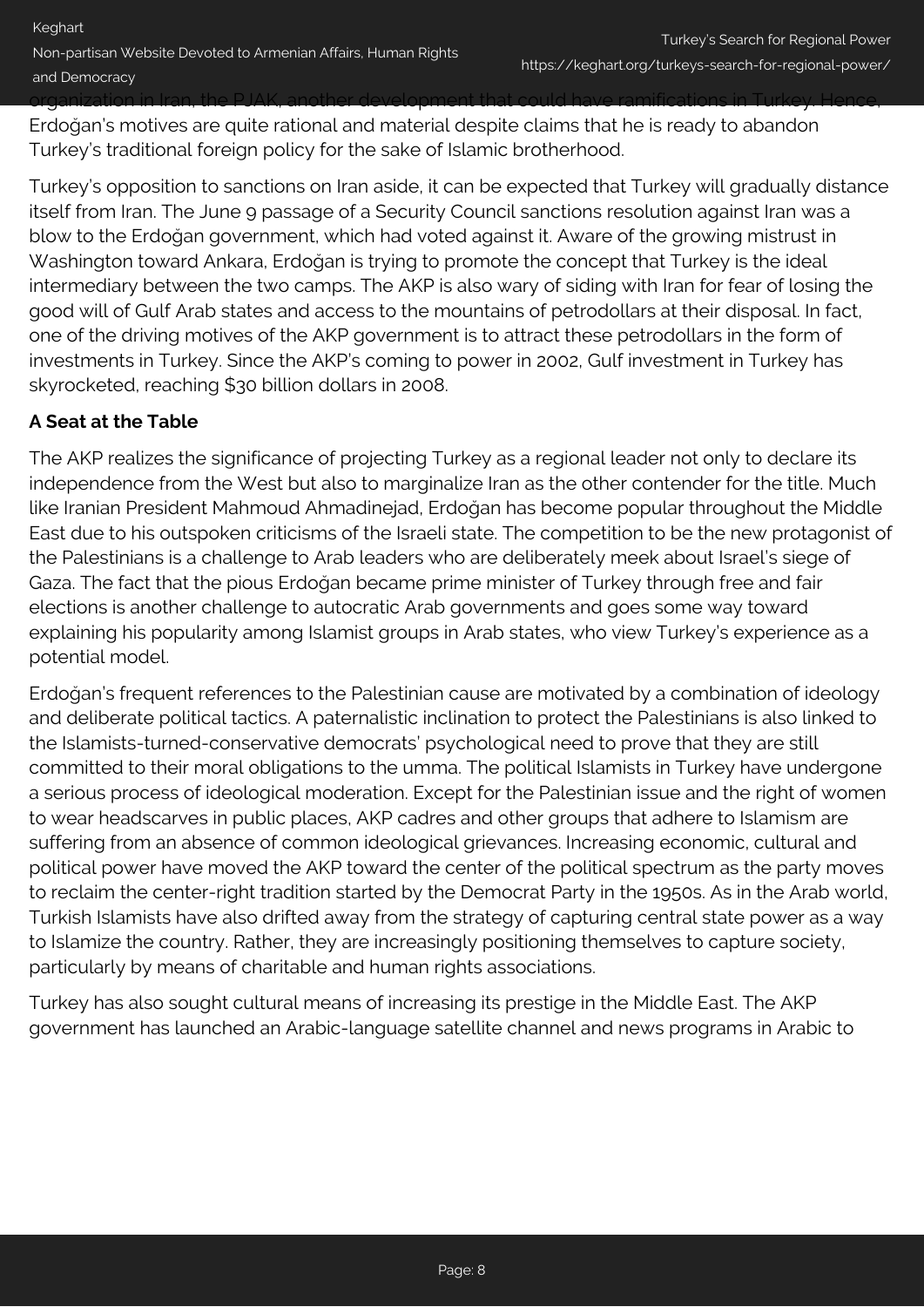organization in Iran, the PJAK, another development that could have ramifications in Turkey. Hence, Erdoğan's motives are quite rational and material despite claims that he is ready to abandon Turkey's traditional foreign policy for the sake of Islamic brotherhood.

Turkey's opposition to sanctions on Iran aside, it can be expected that Turkey will gradually distance itself from Iran. The June 9 passage of a Security Council sanctions resolution against Iran was a blow to the Erdoğan government, which had voted against it. Aware of the growing mistrust in Washington toward Ankara, Erdoğan is trying to promote the concept that Turkey is the ideal intermediary between the two camps. The AKP is also wary of siding with Iran for fear of losing the good will of Gulf Arab states and access to the mountains of petrodollars at their disposal. In fact, one of the driving motives of the AKP government is to attract these petrodollars in the form of investments in Turkey. Since the AKP's coming to power in 2002, Gulf investment in Turkey has skyrocketed, reaching $30 billion dollars in 2008.

**A Seat at the Table**

The AKP realizes the significance of projecting Turkey as a regional leader not only to declare its independence from the West but also to marginalize Iran as the other contender for the title. Much like Iranian President Mahmoud Ahmadinejad, Erdoğan has become popular throughout the Middle East due to his outspoken criticisms of the Israeli state. The competition to be the new protagonist of the Palestinians is a challenge to Arab leaders who are deliberately meek about Israel's siege of Gaza. The fact that the pious Erdoğan became prime minister of Turkey through free and fair elections is another challenge to autocratic Arab governments and goes some way toward explaining his popularity among Islamist groups in Arab states, who view Turkey's experience as a potential model.

Erdoğan's frequent references to the Palestinian cause are motivated by a combination of ideology and deliberate political tactics. A paternalistic inclination to protect the Palestinians is also linked to the Islamists-turned-conservative democrats' psychological need to prove that they are still committed to their moral obligations to the umma. The political Islamists in Turkey have undergone a serious process of ideological moderation. Except for the Palestinian issue and the right of women to wear headscarves in public places, AKP cadres and other groups that adhere to Islamism are suffering from an absence of common ideological grievances. Increasing economic, cultural and political power have moved the AKP toward the center of the political spectrum as the party moves to reclaim the center-right tradition started by the Democrat Party in the 1950s. As in the Arab world, Turkish Islamists have also drifted away from the strategy of capturing central state power as a way to Islamize the country. Rather, they are increasingly positioning themselves to capture society, particularly by means of charitable and human rights associations.

Turkey has also sought cultural means of increasing its prestige in the Middle East. The AKP government has launched an Arabic-language satellite channel and news programs in Arabic to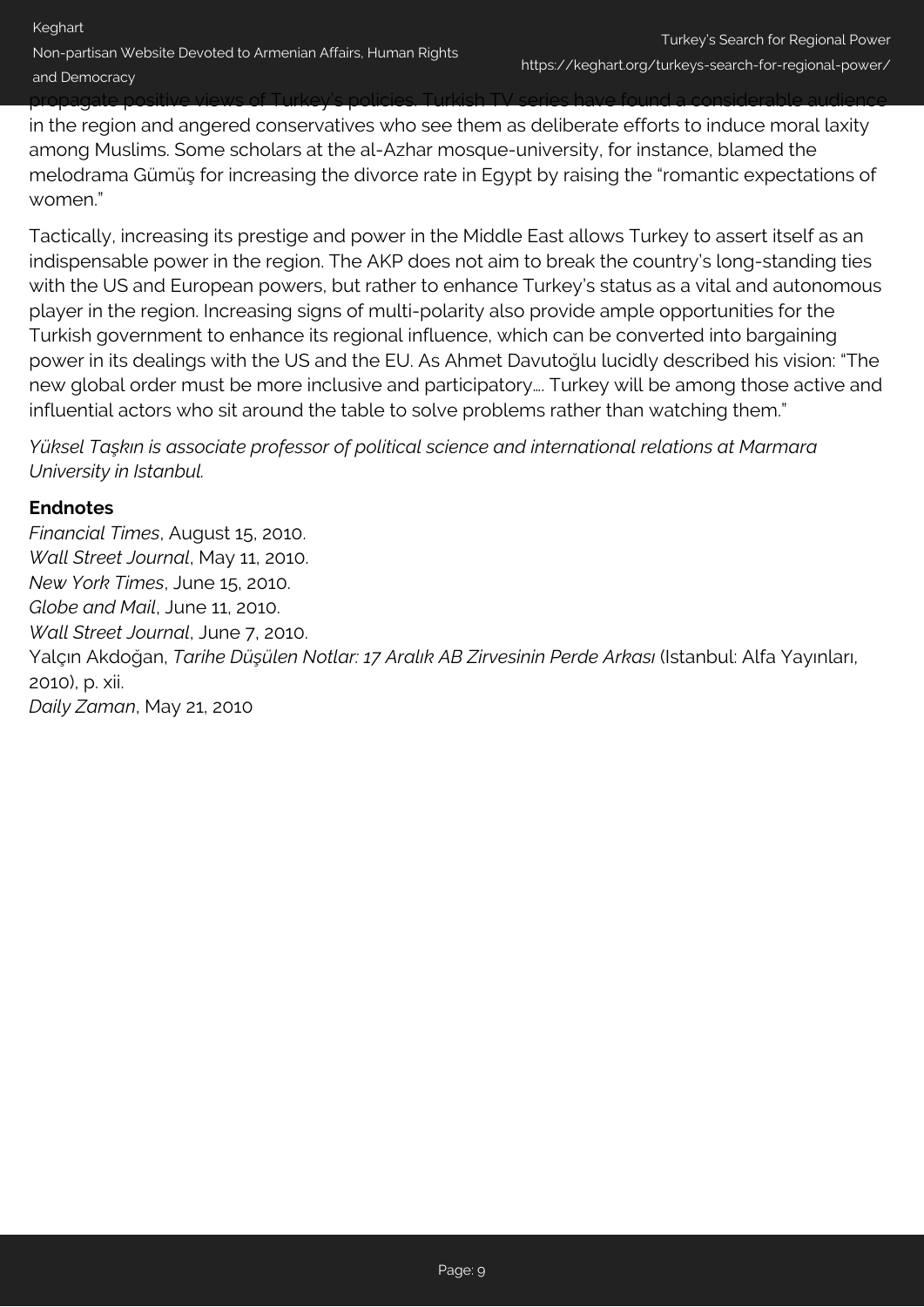propagate positive views of Turkey's policies. Turkish TV series have found a considerable audience in the region and angered conservatives who see them as deliberate efforts to induce moral laxity among Muslims. Some scholars at the al-Azhar mosque-university, for instance, blamed the melodrama Gümüş for increasing the divorce rate in Egypt by raising the "romantic expectations of women."

Tactically, increasing its prestige and power in the Middle East allows Turkey to assert itself as an indispensable power in the region. The AKP does not aim to break the country's long-standing ties with the US and European powers, but rather to enhance Turkey's status as a vital and autonomous player in the region. Increasing signs of multi-polarity also provide ample opportunities for the Turkish government to enhance its regional influence, which can be converted into bargaining power in its dealings with the US and the EU. As Ahmet Davutoğlu lucidly described his vision: "The new global order must be more inclusive and participatory…. Turkey will be among those active and influential actors who sit around the table to solve problems rather than watching them."

*Yüksel Taşkın is associate professor of political science and international relations at Marmara University in Istanbul.*

**Endnotes**

*Financial Times*, August 15, 2010.
*Wall Street Journal*, May 11, 2010.
*New York Times*, June 15, 2010.
*Globe and Mail*, June 11, 2010.
*Wall Street Journal*, June 7, 2010.
Yalçın Akdoğan, *Tarihe Düşülen Notlar: 17 Aralık AB Zirvesinin Perde Arkası* (Istanbul: Alfa Yayınları, 2010), p. xii.
*Daily Zaman*, May 21, 2010